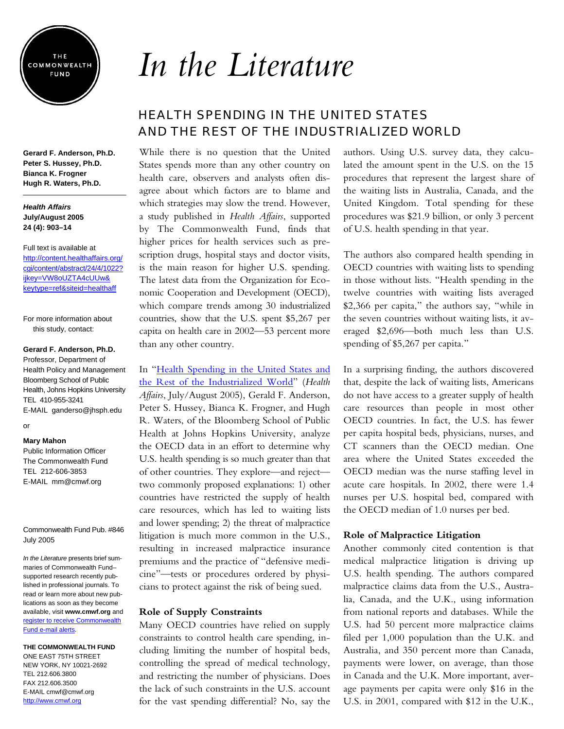# In the Literature

## HEALTH SPENDING IN THE UNITED STATES AND THE REST OF THE INDUSTRIALIZED WORLD

**Gerard F. Anderson, Ph.D.**
**Peter S. Hussey, Ph.D.**
**Bianca K. Frogner**
**Hugh R. Waters, Ph.D.**

***Health Affairs***
**July/August 2005**
**24 (4): 903–14**

Full text is available at http://content.healthaffairs.org/cgi/content/abstract/24/4/1022?ijkey=VW8oUZTA4cUUw&keytype=ref&siteid=healthaff

For more information about this study, contact:

**Gerard F. Anderson, Ph.D.**
Professor, Department of Health Policy and Management
Bloomberg School of Public Health, Johns Hopkins University
TEL 410-955-3241
E-MAIL ganderso@jhsph.edu

or

**Mary Mahon**
Public Information Officer
The Commonwealth Fund
TEL 212-606-3853
E-MAIL mm@cmwf.org

Commonwealth Fund Pub. #846
July 2005

*In the Literature* presents brief summaries of Commonwealth Fund–supported research recently published in professional journals. To read or learn more about new publications as soon as they become available, visit **www.cmwf.org** and register to receive Commonwealth Fund e-mail alerts.

**THE COMMONWEALTH FUND**
ONE EAST 75TH STREET
NEW YORK, NY 10021-2692
TEL 212.606.3800
FAX 212.606.3500
E-MAIL cmwf@cmwf.org
http://www.cmwf.org

While there is no question that the United States spends more than any other country on health care, observers and analysts often disagree about which factors are to blame and which strategies may slow the trend. However, a study published in *Health Affairs*, supported by The Commonwealth Fund, finds that higher prices for health services such as prescription drugs, hospital stays and doctor visits, is the main reason for higher U.S. spending. The latest data from the Organization for Economic Cooperation and Development (OECD), which compare trends among 30 industrialized countries, show that the U.S. spent $5,267 per capita on health care in 2002—53 percent more than any other country.

In "Health Spending in the United States and the Rest of the Industrialized World" (*Health Affairs*, July/August 2005), Gerard F. Anderson, Peter S. Hussey, Bianca K. Frogner, and Hugh R. Waters, of the Bloomberg School of Public Health at Johns Hopkins University, analyze the OECD data in an effort to determine why U.S. health spending is so much greater than that of other countries. They explore—and reject—two commonly proposed explanations: 1) other countries have restricted the supply of health care resources, which has led to waiting lists and lower spending; 2) the threat of malpractice litigation is much more common in the U.S., resulting in increased malpractice insurance premiums and the practice of "defensive medicine"—tests or procedures ordered by physicians to protect against the risk of being sued.

### Role of Supply Constraints

Many OECD countries have relied on supply constraints to control health care spending, including limiting the number of hospital beds, controlling the spread of medical technology, and restricting the number of physicians. Does the lack of such constraints in the U.S. account for the vast spending differential? No, say the authors. Using U.S. survey data, they calculated the amount spent in the U.S. on the 15 procedures that represent the largest share of the waiting lists in Australia, Canada, and the United Kingdom. Total spending for these procedures was $21.9 billion, or only 3 percent of U.S. health spending in that year.

The authors also compared health spending in OECD countries with waiting lists to spending in those without lists. "Health spending in the twelve countries with waiting lists averaged $2,366 per capita," the authors say, "while in the seven countries without waiting lists, it averaged $2,696—both much less than U.S. spending of $5,267 per capita."

In a surprising finding, the authors discovered that, despite the lack of waiting lists, Americans do not have access to a greater supply of health care resources than people in most other OECD countries. In fact, the U.S. has fewer per capita hospital beds, physicians, nurses, and CT scanners than the OECD median. One area where the United States exceeded the OECD median was the nurse staffing level in acute care hospitals. In 2002, there were 1.4 nurses per U.S. hospital bed, compared with the OECD median of 1.0 nurses per bed.

### Role of Malpractice Litigation

Another commonly cited contention is that medical malpractice litigation is driving up U.S. health spending. The authors compared malpractice claims data from the U.S., Australia, Canada, and the U.K., using information from national reports and databases. While the U.S. had 50 percent more malpractice claims filed per 1,000 population than the U.K. and Australia, and 350 percent more than Canada, payments were lower, on average, than those in Canada and the U.K. More important, average payments per capita were only $16 in the U.S. in 2001, compared with $12 in the U.K.,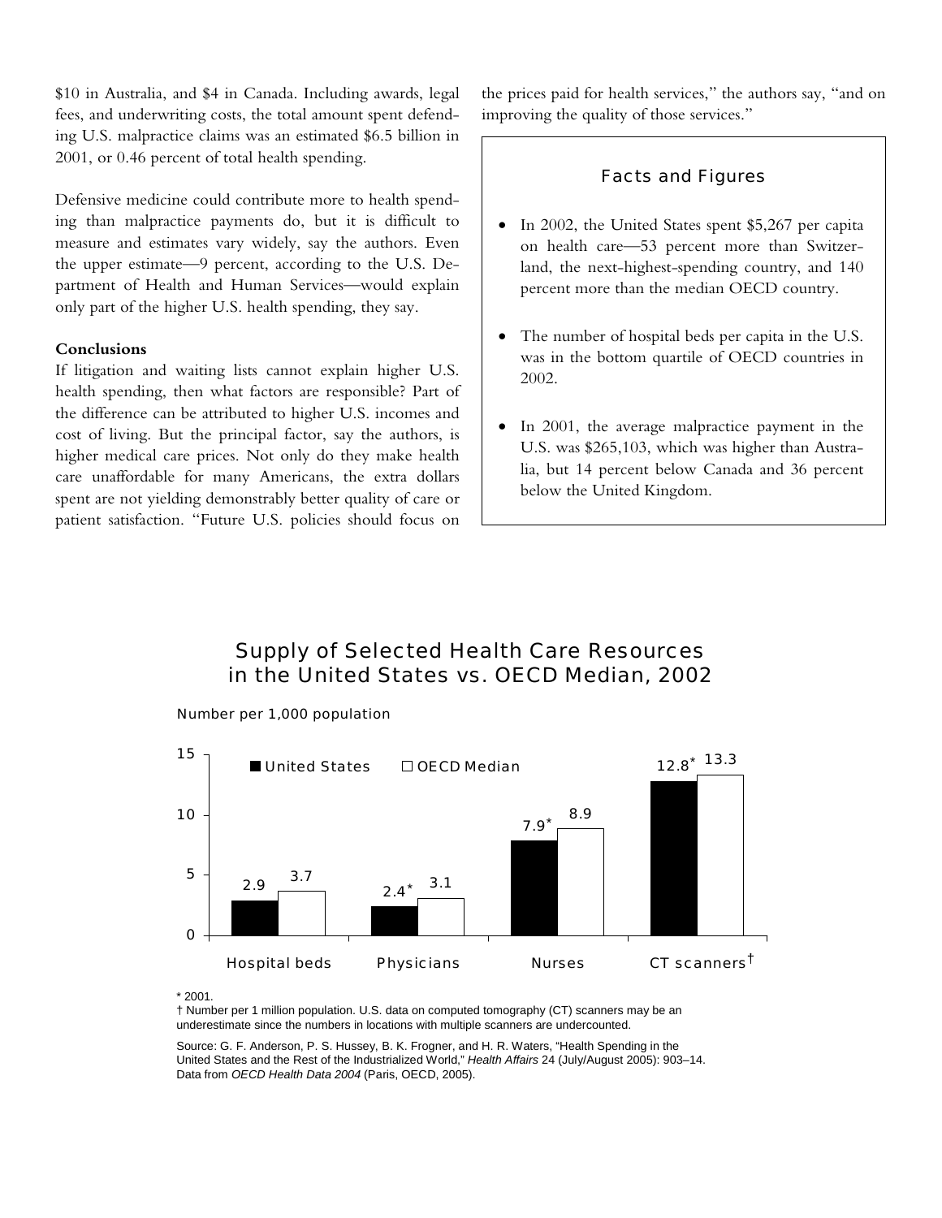$10 in Australia, and $4 in Canada. Including awards, legal fees, and underwriting costs, the total amount spent defending U.S. malpractice claims was an estimated $6.5 billion in 2001, or 0.46 percent of total health spending.

Defensive medicine could contribute more to health spending than malpractice payments do, but it is difficult to measure and estimates vary widely, say the authors. Even the upper estimate—9 percent, according to the U.S. Department of Health and Human Services—would explain only part of the higher U.S. health spending, they say.

**Conclusions**

If litigation and waiting lists cannot explain higher U.S. health spending, then what factors are responsible? Part of the difference can be attributed to higher U.S. incomes and cost of living. But the principal factor, say the authors, is higher medical care prices. Not only do they make health care unaffordable for many Americans, the extra dollars spent are not yielding demonstrably better quality of care or patient satisfaction. "Future U.S. policies should focus on the prices paid for health services," the authors say, "and on improving the quality of those services."

### Facts and Figures

- In 2002, the United States spent $5,267 per capita on health care—53 percent more than Switzerland, the next-highest-spending country, and 140 percent more than the median OECD country.
- The number of hospital beds per capita in the U.S. was in the bottom quartile of OECD countries in 2002.
- In 2001, the average malpractice payment in the U.S. was $265,103, which was higher than Australia, but 14 percent below Canada and 36 percent below the United Kingdom.

## Supply of Selected Health Care Resources in the United States vs. OECD Median, 2002

Number per 1,000 population

United States
OECD Median

15
10
5
0

Hospital beds: 2.9, 3.7
Physicians: 2.4*, 3.1
Nurses: 7.9*, 8.9
CT scanners†: 12.8*, 13.3

\* 2001.

† Number per 1 million population. U.S. data on computed tomography (CT) scanners may be an underestimate since the numbers in locations with multiple scanners are undercounted.

Source: G. F. Anderson, P. S. Hussey, B. K. Frogner, and H. R. Waters, "Health Spending in the United States and the Rest of the Industrialized World," *Health Affairs* 24 (July/August 2005): 903–14. Data from *OECD Health Data 2004* (Paris, OECD, 2005).